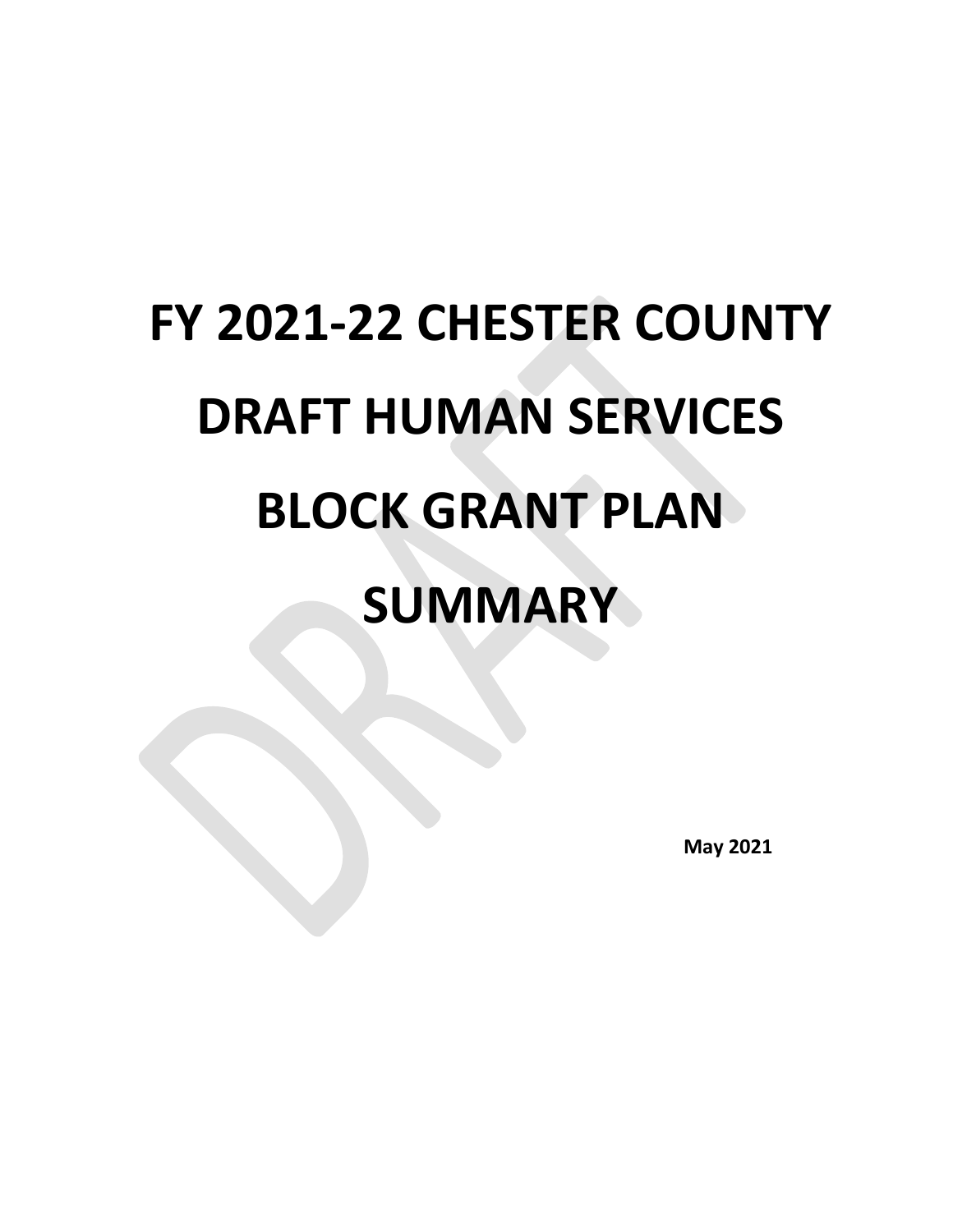# FY 2021-22 CHESTER COUNTY DRAFT HUMAN SERVICES BLOCK GRANT PLAN SUMMARY

**May 2021**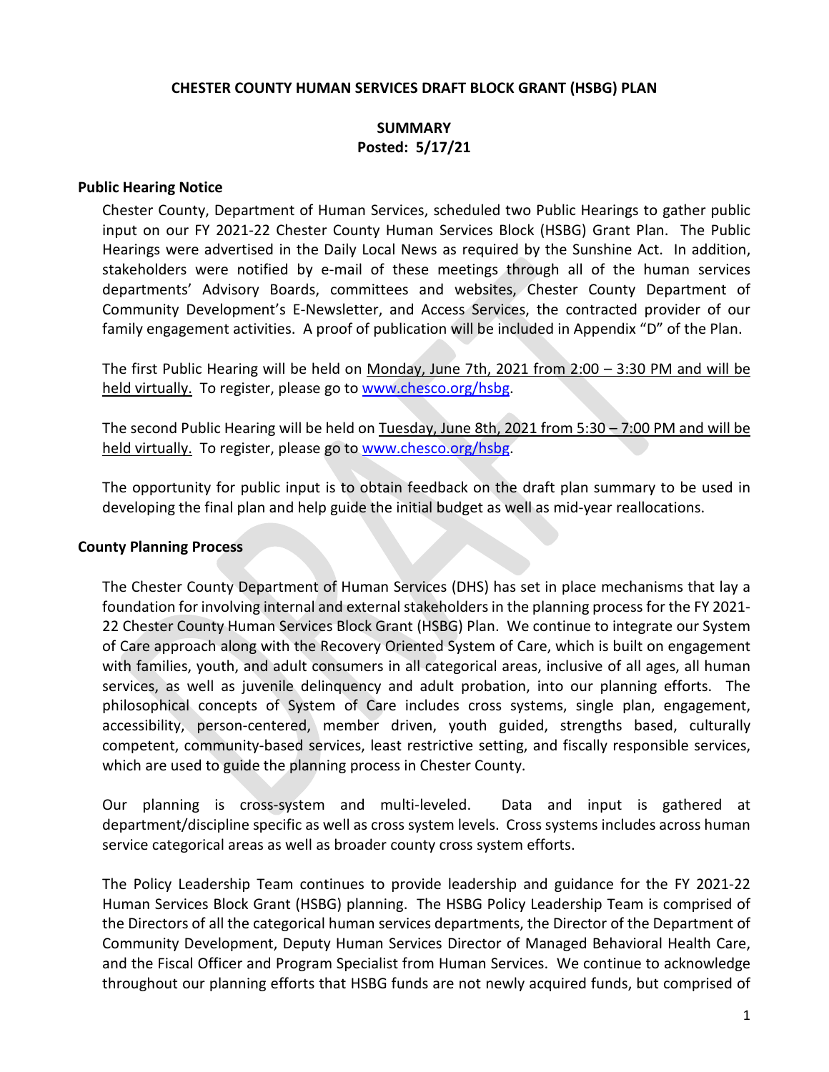**CHESTER COUNTY HUMAN SERVICES DRAFT BLOCK GRANT (HSBG) PLAN**

**SUMMARY**
**Posted: 5/17/21**

## Public Hearing Notice

Chester County, Department of Human Services, scheduled two Public Hearings to gather public input on our FY 2021-22 Chester County Human Services Block (HSBG) Grant Plan. The Public Hearings were advertised in the Daily Local News as required by the Sunshine Act. In addition, stakeholders were notified by e-mail of these meetings through all of the human services departments' Advisory Boards, committees and websites, Chester County Department of Community Development's E-Newsletter, and Access Services, the contracted provider of our family engagement activities. A proof of publication will be included in Appendix "D" of the Plan.

The first Public Hearing will be held on Monday, June 7th, 2021 from 2:00 – 3:30 PM and will be held virtually. To register, please go to www.chesco.org/hsbg.

The second Public Hearing will be held on Tuesday, June 8th, 2021 from 5:30 – 7:00 PM and will be held virtually. To register, please go to www.chesco.org/hsbg.

The opportunity for public input is to obtain feedback on the draft plan summary to be used in developing the final plan and help guide the initial budget as well as mid-year reallocations.

## County Planning Process

The Chester County Department of Human Services (DHS) has set in place mechanisms that lay a foundation for involving internal and external stakeholders in the planning process for the FY 2021-22 Chester County Human Services Block Grant (HSBG) Plan. We continue to integrate our System of Care approach along with the Recovery Oriented System of Care, which is built on engagement with families, youth, and adult consumers in all categorical areas, inclusive of all ages, all human services, as well as juvenile delinquency and adult probation, into our planning efforts. The philosophical concepts of System of Care includes cross systems, single plan, engagement, accessibility, person-centered, member driven, youth guided, strengths based, culturally competent, community-based services, least restrictive setting, and fiscally responsible services, which are used to guide the planning process in Chester County.

Our planning is cross-system and multi-leveled. Data and input is gathered at department/discipline specific as well as cross system levels. Cross systems includes across human service categorical areas as well as broader county cross system efforts.

The Policy Leadership Team continues to provide leadership and guidance for the FY 2021-22 Human Services Block Grant (HSBG) planning. The HSBG Policy Leadership Team is comprised of the Directors of all the categorical human services departments, the Director of the Department of Community Development, Deputy Human Services Director of Managed Behavioral Health Care, and the Fiscal Officer and Program Specialist from Human Services. We continue to acknowledge throughout our planning efforts that HSBG funds are not newly acquired funds, but comprised of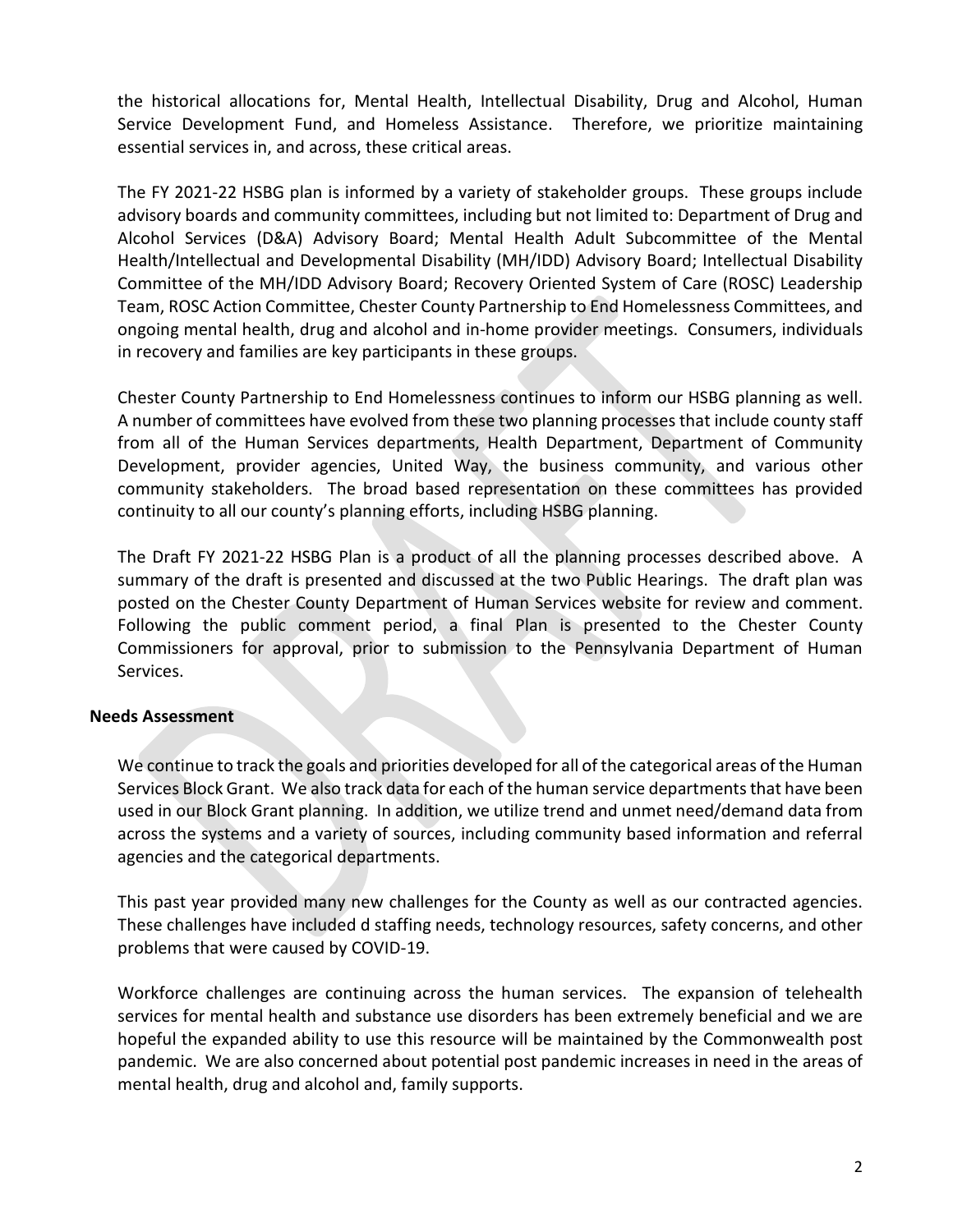the historical allocations for, Mental Health, Intellectual Disability, Drug and Alcohol, Human Service Development Fund, and Homeless Assistance. Therefore, we prioritize maintaining essential services in, and across, these critical areas.

The FY 2021-22 HSBG plan is informed by a variety of stakeholder groups. These groups include advisory boards and community committees, including but not limited to: Department of Drug and Alcohol Services (D&A) Advisory Board; Mental Health Adult Subcommittee of the Mental Health/Intellectual and Developmental Disability (MH/IDD) Advisory Board; Intellectual Disability Committee of the MH/IDD Advisory Board; Recovery Oriented System of Care (ROSC) Leadership Team, ROSC Action Committee, Chester County Partnership to End Homelessness Committees, and ongoing mental health, drug and alcohol and in-home provider meetings. Consumers, individuals in recovery and families are key participants in these groups.

Chester County Partnership to End Homelessness continues to inform our HSBG planning as well. A number of committees have evolved from these two planning processes that include county staff from all of the Human Services departments, Health Department, Department of Community Development, provider agencies, United Way, the business community, and various other community stakeholders. The broad based representation on these committees has provided continuity to all our county's planning efforts, including HSBG planning.

The Draft FY 2021-22 HSBG Plan is a product of all the planning processes described above. A summary of the draft is presented and discussed at the two Public Hearings. The draft plan was posted on the Chester County Department of Human Services website for review and comment. Following the public comment period, a final Plan is presented to the Chester County Commissioners for approval, prior to submission to the Pennsylvania Department of Human Services.

**Needs Assessment**

We continue to track the goals and priorities developed for all of the categorical areas of the Human Services Block Grant. We also track data for each of the human service departments that have been used in our Block Grant planning. In addition, we utilize trend and unmet need/demand data from across the systems and a variety of sources, including community based information and referral agencies and the categorical departments.

This past year provided many new challenges for the County as well as our contracted agencies. These challenges have included d staffing needs, technology resources, safety concerns, and other problems that were caused by COVID-19.

Workforce challenges are continuing across the human services. The expansion of telehealth services for mental health and substance use disorders has been extremely beneficial and we are hopeful the expanded ability to use this resource will be maintained by the Commonwealth post pandemic. We are also concerned about potential post pandemic increases in need in the areas of mental health, drug and alcohol and, family supports.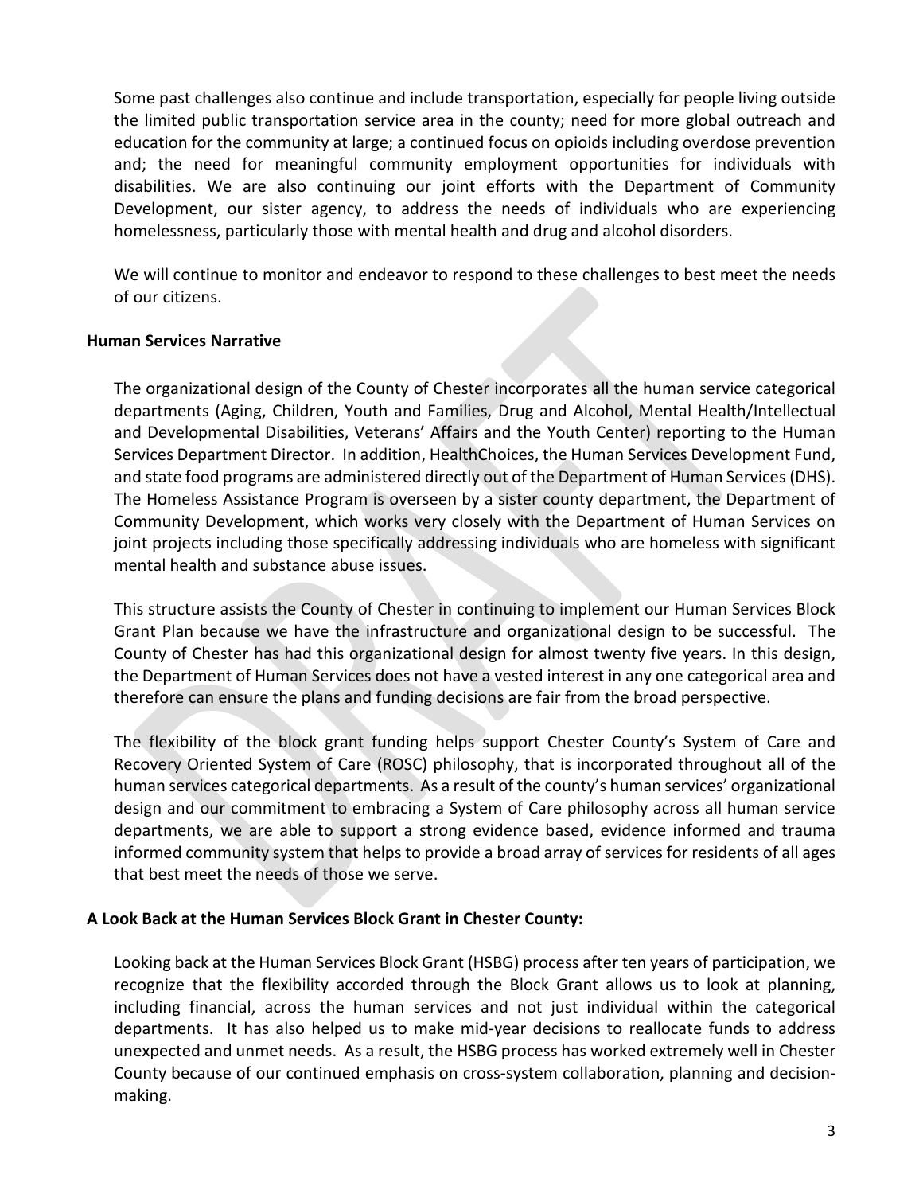Some past challenges also continue and include transportation, especially for people living outside the limited public transportation service area in the county; need for more global outreach and education for the community at large; a continued focus on opioids including overdose prevention and; the need for meaningful community employment opportunities for individuals with disabilities. We are also continuing our joint efforts with the Department of Community Development, our sister agency, to address the needs of individuals who are experiencing homelessness, particularly those with mental health and drug and alcohol disorders.

We will continue to monitor and endeavor to respond to these challenges to best meet the needs of our citizens.

**Human Services Narrative**

The organizational design of the County of Chester incorporates all the human service categorical departments (Aging, Children, Youth and Families, Drug and Alcohol, Mental Health/Intellectual and Developmental Disabilities, Veterans' Affairs and the Youth Center) reporting to the Human Services Department Director. In addition, HealthChoices, the Human Services Development Fund, and state food programs are administered directly out of the Department of Human Services (DHS). The Homeless Assistance Program is overseen by a sister county department, the Department of Community Development, which works very closely with the Department of Human Services on joint projects including those specifically addressing individuals who are homeless with significant mental health and substance abuse issues.

This structure assists the County of Chester in continuing to implement our Human Services Block Grant Plan because we have the infrastructure and organizational design to be successful. The County of Chester has had this organizational design for almost twenty five years. In this design, the Department of Human Services does not have a vested interest in any one categorical area and therefore can ensure the plans and funding decisions are fair from the broad perspective.

The flexibility of the block grant funding helps support Chester County's System of Care and Recovery Oriented System of Care (ROSC) philosophy, that is incorporated throughout all of the human services categorical departments. As a result of the county's human services' organizational design and our commitment to embracing a System of Care philosophy across all human service departments, we are able to support a strong evidence based, evidence informed and trauma informed community system that helps to provide a broad array of services for residents of all ages that best meet the needs of those we serve.

**A Look Back at the Human Services Block Grant in Chester County:**

Looking back at the Human Services Block Grant (HSBG) process after ten years of participation, we recognize that the flexibility accorded through the Block Grant allows us to look at planning, including financial, across the human services and not just individual within the categorical departments. It has also helped us to make mid-year decisions to reallocate funds to address unexpected and unmet needs. As a result, the HSBG process has worked extremely well in Chester County because of our continued emphasis on cross-system collaboration, planning and decision-making.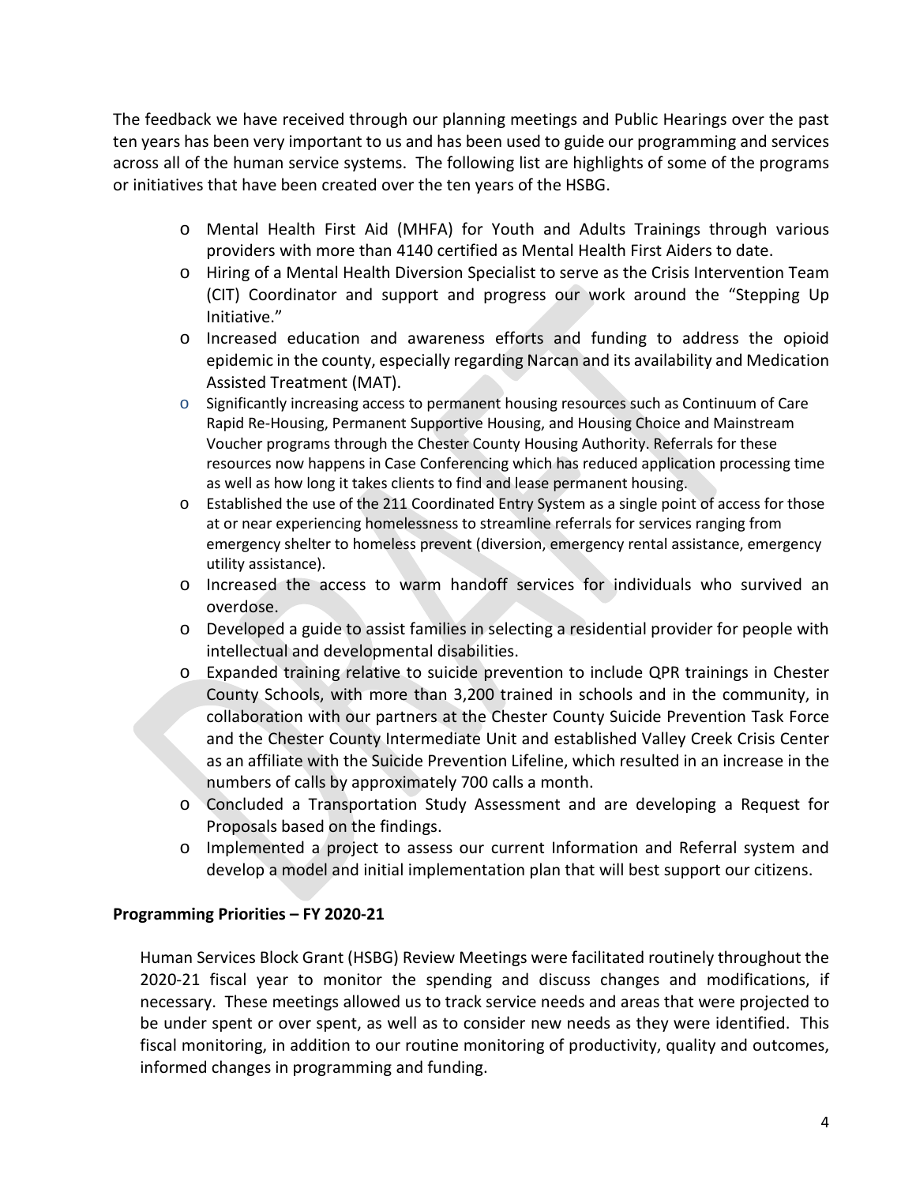The feedback we have received through our planning meetings and Public Hearings over the past ten years has been very important to us and has been used to guide our programming and services across all of the human service systems. The following list are highlights of some of the programs or initiatives that have been created over the ten years of the HSBG.

- Mental Health First Aid (MHFA) for Youth and Adults Trainings through various providers with more than 4140 certified as Mental Health First Aiders to date.
- Hiring of a Mental Health Diversion Specialist to serve as the Crisis Intervention Team (CIT) Coordinator and support and progress our work around the "Stepping Up Initiative."
- Increased education and awareness efforts and funding to address the opioid epidemic in the county, especially regarding Narcan and its availability and Medication Assisted Treatment (MAT).
- Significantly increasing access to permanent housing resources such as Continuum of Care Rapid Re-Housing, Permanent Supportive Housing, and Housing Choice and Mainstream Voucher programs through the Chester County Housing Authority. Referrals for these resources now happens in Case Conferencing which has reduced application processing time as well as how long it takes clients to find and lease permanent housing.
- Established the use of the 211 Coordinated Entry System as a single point of access for those at or near experiencing homelessness to streamline referrals for services ranging from emergency shelter to homeless prevent (diversion, emergency rental assistance, emergency utility assistance).
- Increased the access to warm handoff services for individuals who survived an overdose.
- Developed a guide to assist families in selecting a residential provider for people with intellectual and developmental disabilities.
- Expanded training relative to suicide prevention to include QPR trainings in Chester County Schools, with more than 3,200 trained in schools and in the community, in collaboration with our partners at the Chester County Suicide Prevention Task Force and the Chester County Intermediate Unit and established Valley Creek Crisis Center as an affiliate with the Suicide Prevention Lifeline, which resulted in an increase in the numbers of calls by approximately 700 calls a month.
- Concluded a Transportation Study Assessment and are developing a Request for Proposals based on the findings.
- Implemented a project to assess our current Information and Referral system and develop a model and initial implementation plan that will best support our citizens.

**Programming Priorities – FY 2020-21**

Human Services Block Grant (HSBG) Review Meetings were facilitated routinely throughout the 2020-21 fiscal year to monitor the spending and discuss changes and modifications, if necessary. These meetings allowed us to track service needs and areas that were projected to be under spent or over spent, as well as to consider new needs as they were identified. This fiscal monitoring, in addition to our routine monitoring of productivity, quality and outcomes, informed changes in programming and funding.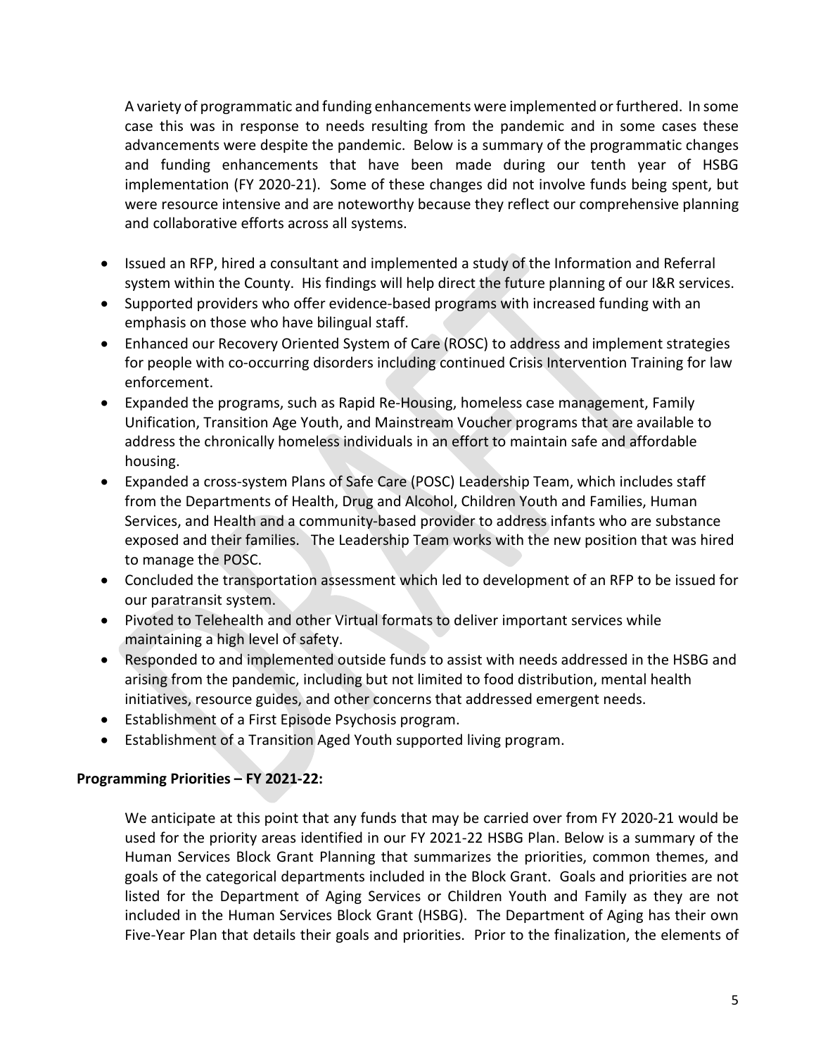A variety of programmatic and funding enhancements were implemented or furthered. In some case this was in response to needs resulting from the pandemic and in some cases these advancements were despite the pandemic. Below is a summary of the programmatic changes and funding enhancements that have been made during our tenth year of HSBG implementation (FY 2020-21). Some of these changes did not involve funds being spent, but were resource intensive and are noteworthy because they reflect our comprehensive planning and collaborative efforts across all systems.

- Issued an RFP, hired a consultant and implemented a study of the Information and Referral system within the County. His findings will help direct the future planning of our I&R services.
- Supported providers who offer evidence-based programs with increased funding with an emphasis on those who have bilingual staff.
- Enhanced our Recovery Oriented System of Care (ROSC) to address and implement strategies for people with co-occurring disorders including continued Crisis Intervention Training for law enforcement.
- Expanded the programs, such as Rapid Re-Housing, homeless case management, Family Unification, Transition Age Youth, and Mainstream Voucher programs that are available to address the chronically homeless individuals in an effort to maintain safe and affordable housing.
- Expanded a cross-system Plans of Safe Care (POSC) Leadership Team, which includes staff from the Departments of Health, Drug and Alcohol, Children Youth and Families, Human Services, and Health and a community-based provider to address infants who are substance exposed and their families. The Leadership Team works with the new position that was hired to manage the POSC.
- Concluded the transportation assessment which led to development of an RFP to be issued for our paratransit system.
- Pivoted to Telehealth and other Virtual formats to deliver important services while maintaining a high level of safety.
- Responded to and implemented outside funds to assist with needs addressed in the HSBG and arising from the pandemic, including but not limited to food distribution, mental health initiatives, resource guides, and other concerns that addressed emergent needs.
- Establishment of a First Episode Psychosis program.
- Establishment of a Transition Aged Youth supported living program.

**Programming Priorities – FY 2021-22:**

We anticipate at this point that any funds that may be carried over from FY 2020-21 would be used for the priority areas identified in our FY 2021-22 HSBG Plan. Below is a summary of the Human Services Block Grant Planning that summarizes the priorities, common themes, and goals of the categorical departments included in the Block Grant. Goals and priorities are not listed for the Department of Aging Services or Children Youth and Family as they are not included in the Human Services Block Grant (HSBG). The Department of Aging has their own Five-Year Plan that details their goals and priorities. Prior to the finalization, the elements of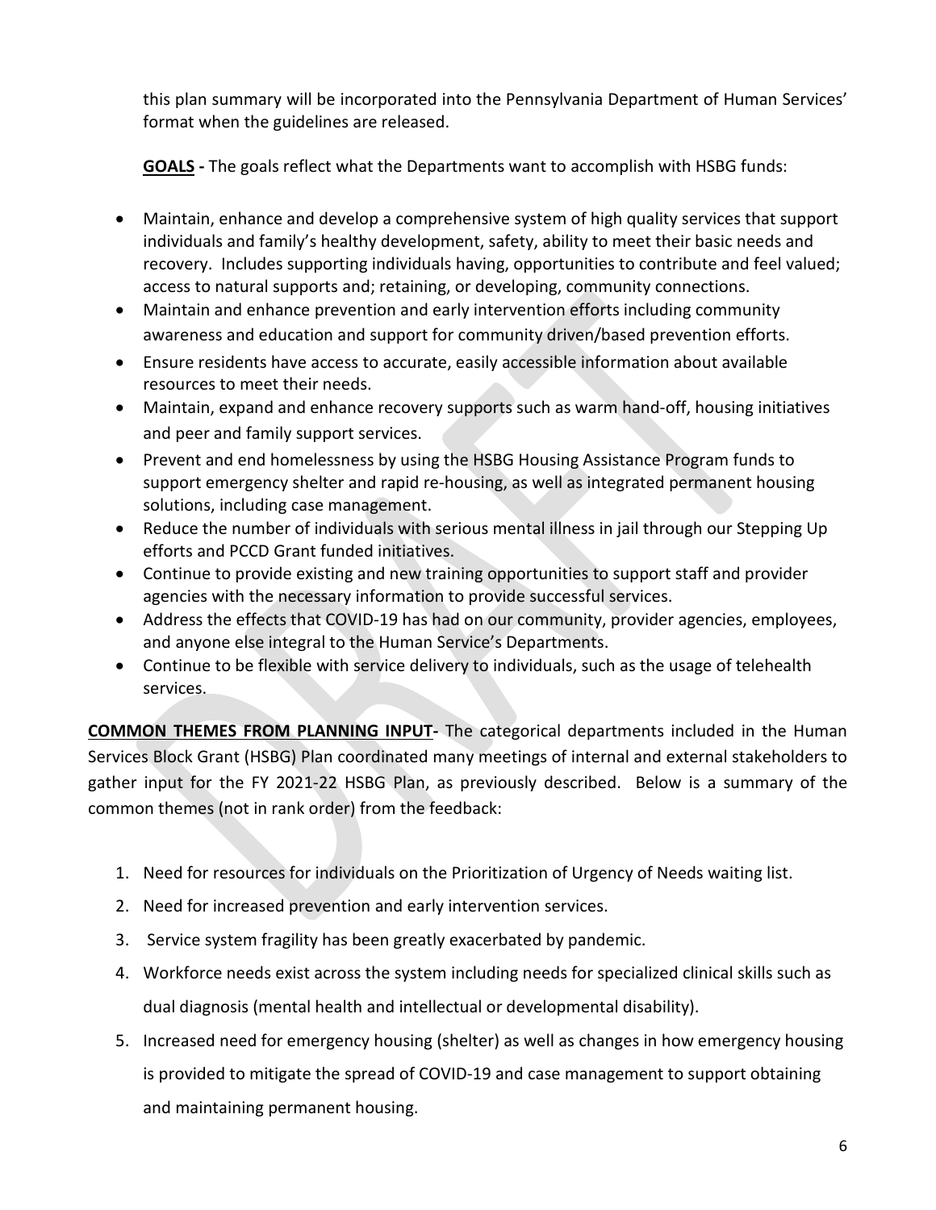this plan summary will be incorporated into the Pennsylvania Department of Human Services' format when the guidelines are released.

**GOALS -** The goals reflect what the Departments want to accomplish with HSBG funds:

- Maintain, enhance and develop a comprehensive system of high quality services that support individuals and family's healthy development, safety, ability to meet their basic needs and recovery. Includes supporting individuals having, opportunities to contribute and feel valued; access to natural supports and; retaining, or developing, community connections.
- Maintain and enhance prevention and early intervention efforts including community awareness and education and support for community driven/based prevention efforts.
- Ensure residents have access to accurate, easily accessible information about available resources to meet their needs.
- Maintain, expand and enhance recovery supports such as warm hand-off, housing initiatives and peer and family support services.
- Prevent and end homelessness by using the HSBG Housing Assistance Program funds to support emergency shelter and rapid re-housing, as well as integrated permanent housing solutions, including case management.
- Reduce the number of individuals with serious mental illness in jail through our Stepping Up efforts and PCCD Grant funded initiatives.
- Continue to provide existing and new training opportunities to support staff and provider agencies with the necessary information to provide successful services.
- Address the effects that COVID-19 has had on our community, provider agencies, employees, and anyone else integral to the Human Service's Departments.
- Continue to be flexible with service delivery to individuals, such as the usage of telehealth services.

**COMMON THEMES FROM PLANNING INPUT-** The categorical departments included in the Human Services Block Grant (HSBG) Plan coordinated many meetings of internal and external stakeholders to gather input for the FY 2021-22 HSBG Plan, as previously described. Below is a summary of the common themes (not in rank order) from the feedback:

1. Need for resources for individuals on the Prioritization of Urgency of Needs waiting list.
2. Need for increased prevention and early intervention services.
3. Service system fragility has been greatly exacerbated by pandemic.
4. Workforce needs exist across the system including needs for specialized clinical skills such as dual diagnosis (mental health and intellectual or developmental disability).
5. Increased need for emergency housing (shelter) as well as changes in how emergency housing is provided to mitigate the spread of COVID-19 and case management to support obtaining and maintaining permanent housing.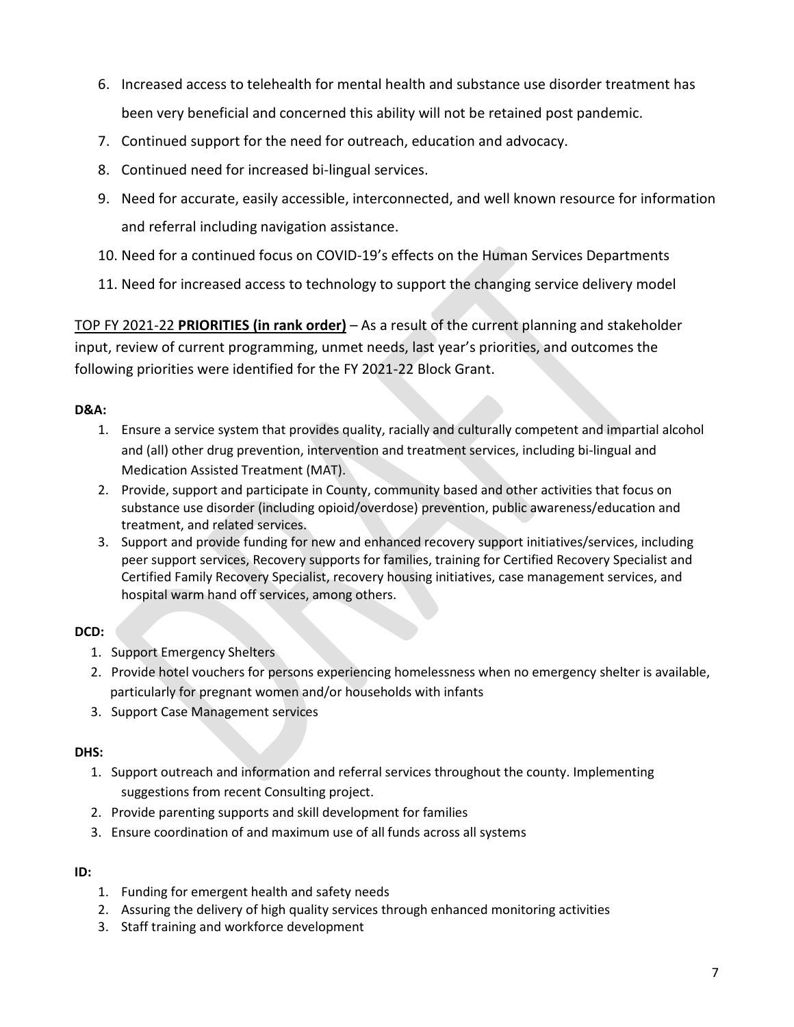6. Increased access to telehealth for mental health and substance use disorder treatment has been very beneficial and concerned this ability will not be retained post pandemic.
7. Continued support for the need for outreach, education and advocacy.
8. Continued need for increased bi-lingual services.
9. Need for accurate, easily accessible, interconnected, and well known resource for information and referral including navigation assistance.
10. Need for a continued focus on COVID-19's effects on the Human Services Departments
11. Need for increased access to technology to support the changing service delivery model

TOP FY 2021-22 **PRIORITIES (in rank order)** – As a result of the current planning and stakeholder input, review of current programming, unmet needs, last year's priorities, and outcomes the following priorities were identified for the FY 2021-22 Block Grant.

**D&A:**

1. Ensure a service system that provides quality, racially and culturally competent and impartial alcohol and (all) other drug prevention, intervention and treatment services, including bi-lingual and Medication Assisted Treatment (MAT).
2. Provide, support and participate in County, community based and other activities that focus on substance use disorder (including opioid/overdose) prevention, public awareness/education and treatment, and related services.
3. Support and provide funding for new and enhanced recovery support initiatives/services, including peer support services, Recovery supports for families, training for Certified Recovery Specialist and Certified Family Recovery Specialist, recovery housing initiatives, case management services, and hospital warm hand off services, among others.

**DCD:**

1. Support Emergency Shelters
2. Provide hotel vouchers for persons experiencing homelessness when no emergency shelter is available, particularly for pregnant women and/or households with infants
3. Support Case Management services

**DHS:**

1. Support outreach and information and referral services throughout the county. Implementing suggestions from recent Consulting project.
2. Provide parenting supports and skill development for families
3. Ensure coordination of and maximum use of all funds across all systems

**ID:**

1. Funding for emergent health and safety needs
2. Assuring the delivery of high quality services through enhanced monitoring activities
3. Staff training and workforce development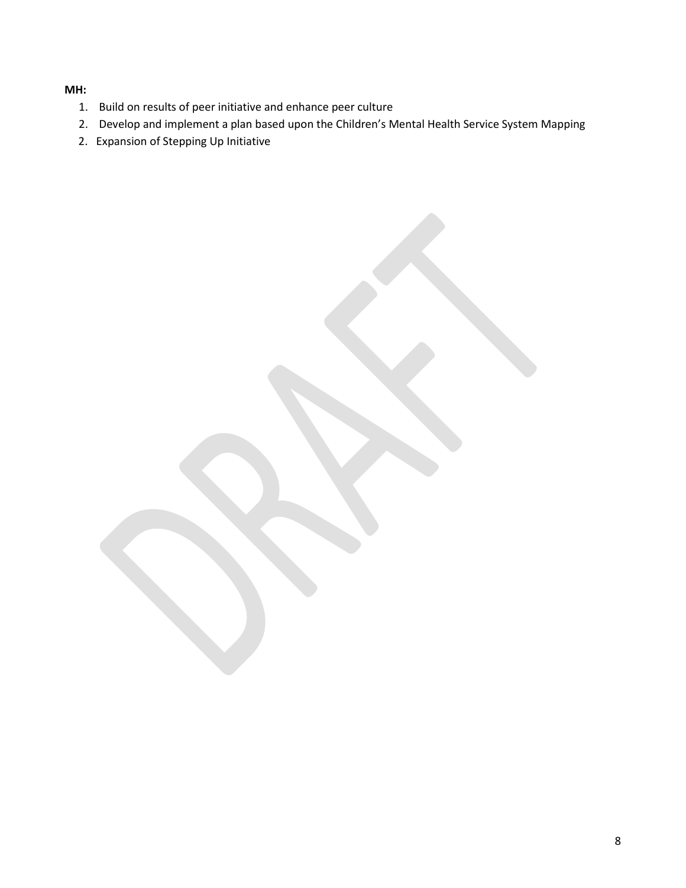**MH:**

1. Build on results of peer initiative and enhance peer culture
2. Develop and implement a plan based upon the Children's Mental Health Service System Mapping
2. Expansion of Stepping Up Initiative